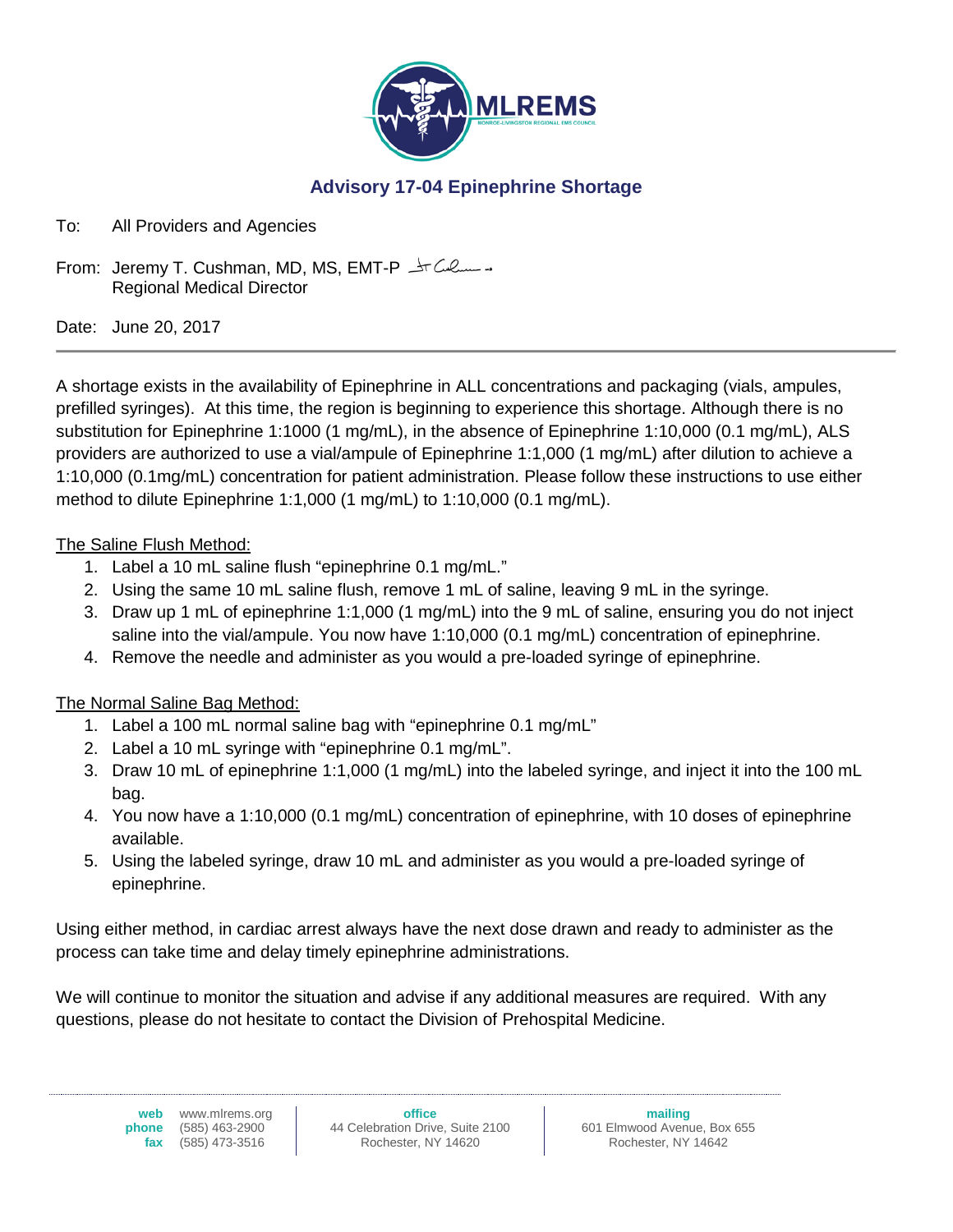MLREMS

MONROE-LIVINGSTON REGIONAL EMS COUNCIL

## Advisory 17-04 Epinephrine Shortage

To: All Providers and Agencies

From: Jeremy T. Cushman, MD, MS, EMT-P
Regional Medical Director

Date: June 20, 2017

---

A shortage exists in the availability of Epinephrine in ALL concentrations and packaging (vials, ampules, prefilled syringes). At this time, the region is beginning to experience this shortage. Although there is no substitution for Epinephrine 1:1000 (1 mg/mL), in the absence of Epinephrine 1:10,000 (0.1 mg/mL), ALS providers are authorized to use a vial/ampule of Epinephrine 1:1,000 (1 mg/mL) after dilution to achieve a 1:10,000 (0.1mg/mL) concentration for patient administration. Please follow these instructions to use either method to dilute Epinephrine 1:1,000 (1 mg/mL) to 1:10,000 (0.1 mg/mL).

The Saline Flush Method:

1. Label a 10 mL saline flush "epinephrine 0.1 mg/mL."
2. Using the same 10 mL saline flush, remove 1 mL of saline, leaving 9 mL in the syringe.
3. Draw up 1 mL of epinephrine 1:1,000 (1 mg/mL) into the 9 mL of saline, ensuring you do not inject saline into the vial/ampule. You now have 1:10,000 (0.1 mg/mL) concentration of epinephrine.
4. Remove the needle and administer as you would a pre-loaded syringe of epinephrine.

The Normal Saline Bag Method:

1. Label a 100 mL normal saline bag with "epinephrine 0.1 mg/mL"
2. Label a 10 mL syringe with "epinephrine 0.1 mg/mL".
3. Draw 10 mL of epinephrine 1:1,000 (1 mg/mL) into the labeled syringe, and inject it into the 100 mL bag.
4. You now have a 1:10,000 (0.1 mg/mL) concentration of epinephrine, with 10 doses of epinephrine available.
5. Using the labeled syringe, draw 10 mL and administer as you would a pre-loaded syringe of epinephrine.

Using either method, in cardiac arrest always have the next dose drawn and ready to administer as the process can take time and delay timely epinephrine administrations.

We will continue to monitor the situation and advise if any additional measures are required. With any questions, please do not hesitate to contact the Division of Prehospital Medicine.

**web** www.mlrems.org
**phone** (585) 463-2900
**fax** (585) 473-3516

**office**
44 Celebration Drive, Suite 2100
Rochester, NY 14620

**mailing**
601 Elmwood Avenue, Box 655
Rochester, NY 14642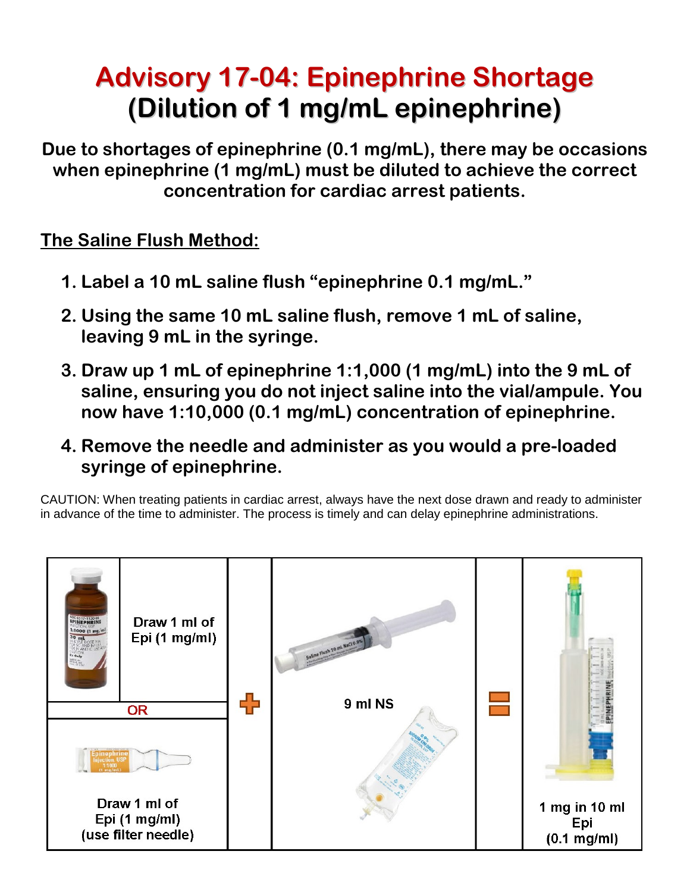# Advisory 17-04: Epinephrine Shortage
## (Dilution of 1 mg/mL epinephrine)

**Due to shortages of epinephrine (0.1 mg/mL), there may be occasions when epinephrine (1 mg/mL) must be diluted to achieve the correct concentration for cardiac arrest patients.**

### The Saline Flush Method:

1. **Label a 10 mL saline flush "epinephrine 0.1 mg/mL."**
2. **Using the same 10 mL saline flush, remove 1 mL of saline, leaving 9 mL in the syringe.**
3. **Draw up 1 mL of epinephrine 1:1,000 (1 mg/mL) into the 9 mL of saline, ensuring you do not inject saline into the vial/ampule. You now have 1:10,000 (0.1 mg/mL) concentration of epinephrine.**
4. **Remove the needle and administer as you would a pre-loaded syringe of epinephrine.**

CAUTION: When treating patients in cardiac arrest, always have the next dose drawn and ready to administer in advance of the time to administer. The process is timely and can delay epinephrine administrations.

| | | | | |
|---|---|---|---|---|
| Draw 1 ml of Epi (1 mg/ml) **OR** Draw 1 ml of Epi (1 mg/ml) (use filter needle) | + | 9 ml NS | = | 1 mg in 10 ml Epi (0.1 mg/ml) |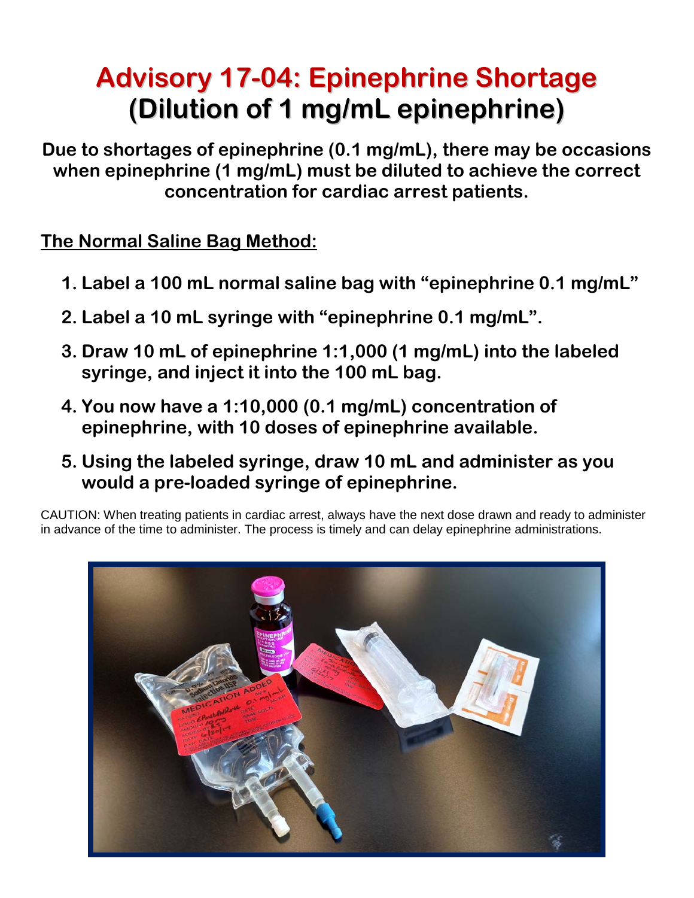# Advisory 17-04: Epinephrine Shortage
## (Dilution of 1 mg/mL epinephrine)

**Due to shortages of epinephrine (0.1 mg/mL), there may be occasions when epinephrine (1 mg/mL) must be diluted to achieve the correct concentration for cardiac arrest patients.**

### The Normal Saline Bag Method:

1. **Label a 100 mL normal saline bag with "epinephrine 0.1 mg/mL"**
2. **Label a 10 mL syringe with "epinephrine 0.1 mg/mL".**
3. **Draw 10 mL of epinephrine 1:1,000 (1 mg/mL) into the labeled syringe, and inject it into the 100 mL bag.**
4. **You now have a 1:10,000 (0.1 mg/mL) concentration of epinephrine, with 10 doses of epinephrine available.**
5. **Using the labeled syringe, draw 10 mL and administer as you would a pre-loaded syringe of epinephrine.**

CAUTION: When treating patients in cardiac arrest, always have the next dose drawn and ready to administer in advance of the time to administer. The process is timely and can delay epinephrine administrations.